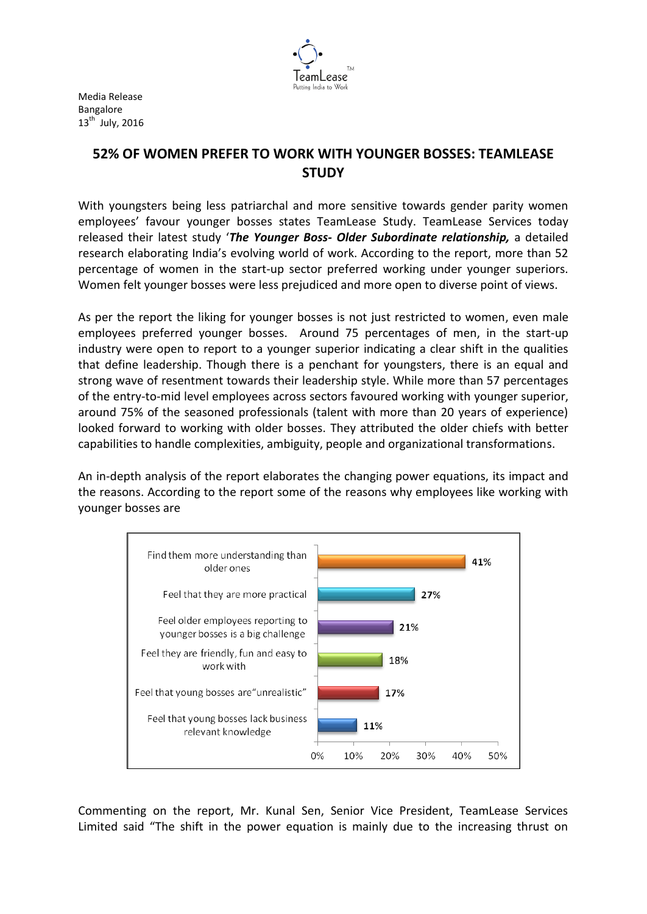Media Release
Bangalore
13th July, 2016

# 52% OF WOMEN PREFER TO WORK WITH YOUNGER BOSSES: TEAMLEASE STUDY

With youngsters being less patriarchal and more sensitive towards gender parity women employees' favour younger bosses states TeamLease Study. TeamLease Services today released their latest study '***The Younger Boss- Older Subordinate relationship,*** a detailed research elaborating India's evolving world of work. According to the report, more than 52 percentage of women in the start-up sector preferred working under younger superiors. Women felt younger bosses were less prejudiced and more open to diverse point of views.

As per the report the liking for younger bosses is not just restricted to women, even male employees preferred younger bosses. Around 75 percentages of men, in the start-up industry were open to report to a younger superior indicating a clear shift in the qualities that define leadership. Though there is a penchant for youngsters, there is an equal and strong wave of resentment towards their leadership style. While more than 57 percentages of the entry-to-mid level employees across sectors favoured working with younger superior, around 75% of the seasoned professionals (talent with more than 20 years of experience) looked forward to working with older bosses. They attributed the older chiefs with better capabilities to handle complexities, ambiguity, people and organizational transformations.

An in-depth analysis of the report elaborates the changing power equations, its impact and the reasons. According to the report some of the reasons why employees like working with younger bosses are

| Reason | Percentage |
| --- | --- |
| Find them more understanding than older ones | 41% |
| Feel that they are more practical | 27% |
| Feel older employees reporting to younger bosses is a big challenge | 21% |
| Feel they are friendly, fun and easy to work with | 18% |
| Feel that young bosses are "unrealistic" | 17% |
| Feel that young bosses lack business relevant knowledge | 11% |

Commenting on the report, Mr. Kunal Sen, Senior Vice President, TeamLease Services Limited said "The shift in the power equation is mainly due to the increasing thrust on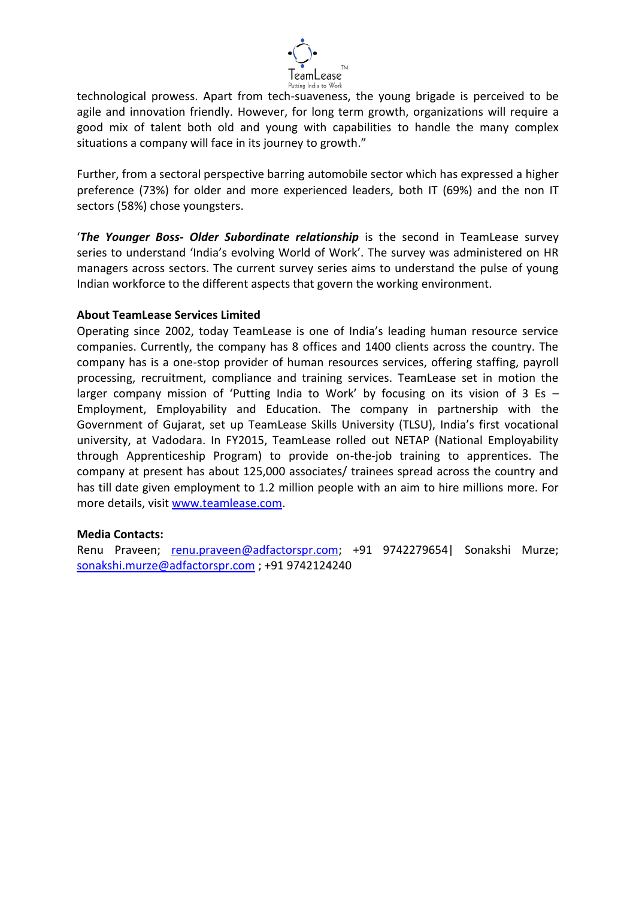technological prowess. Apart from tech-suaveness, the young brigade is perceived to be agile and innovation friendly. However, for long term growth, organizations will require a good mix of talent both old and young with capabilities to handle the many complex situations a company will face in its journey to growth."

Further, from a sectoral perspective barring automobile sector which has expressed a higher preference (73%) for older and more experienced leaders, both IT (69%) and the non IT sectors (58%) chose youngsters.

'***The Younger Boss- Older Subordinate relationship*** is the second in TeamLease survey series to understand 'India's evolving World of Work'. The survey was administered on HR managers across sectors. The current survey series aims to understand the pulse of young Indian workforce to the different aspects that govern the working environment.

**About TeamLease Services Limited**

Operating since 2002, today TeamLease is one of India's leading human resource service companies. Currently, the company has 8 offices and 1400 clients across the country. The company has is a one-stop provider of human resources services, offering staffing, payroll processing, recruitment, compliance and training services. TeamLease set in motion the larger company mission of 'Putting India to Work' by focusing on its vision of 3 Es – Employment, Employability and Education. The company in partnership with the Government of Gujarat, set up TeamLease Skills University (TLSU), India's first vocational university, at Vadodara. In FY2015, TeamLease rolled out NETAP (National Employability through Apprenticeship Program) to provide on-the-job training to apprentices. The company at present has about 125,000 associates/ trainees spread across the country and has till date given employment to 1.2 million people with an aim to hire millions more. For more details, visit www.teamlease.com.

**Media Contacts:**

Renu Praveen; renu.praveen@adfactorspr.com; +91 9742279654| Sonakshi Murze; sonakshi.murze@adfactorspr.com ; +91 9742124240